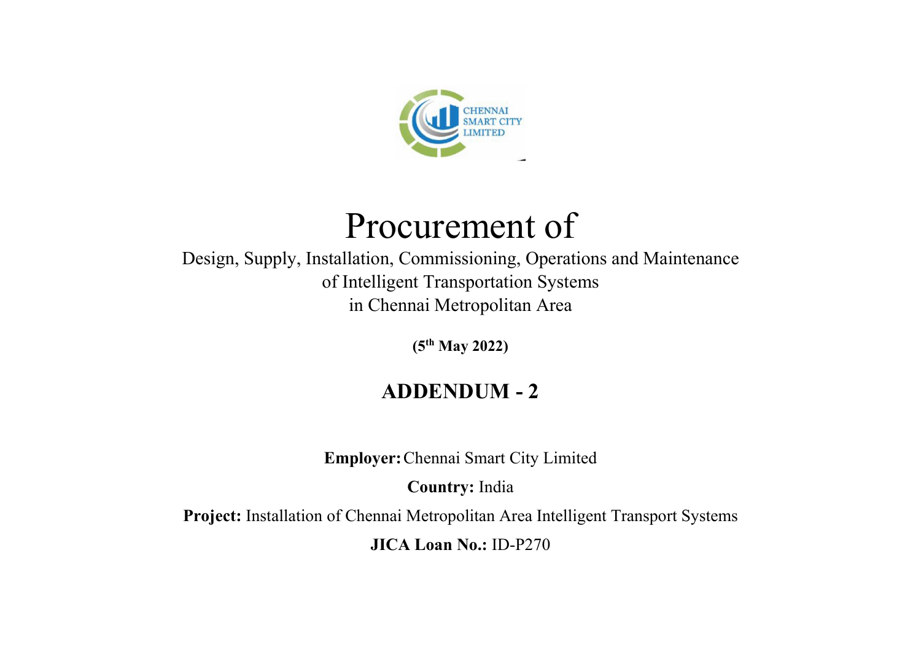CHENNAI SMART CITY LIMITED

# Procurement of

Design, Supply, Installation, Commissioning, Operations and Maintenance of Intelligent Transportation Systems in Chennai Metropolitan Area

**(5th May 2022)**

## ADDENDUM - 2

**Employer:** Chennai Smart City Limited

**Country:** India

**Project:** Installation of Chennai Metropolitan Area Intelligent Transport Systems

**JICA Loan No.:** ID-P270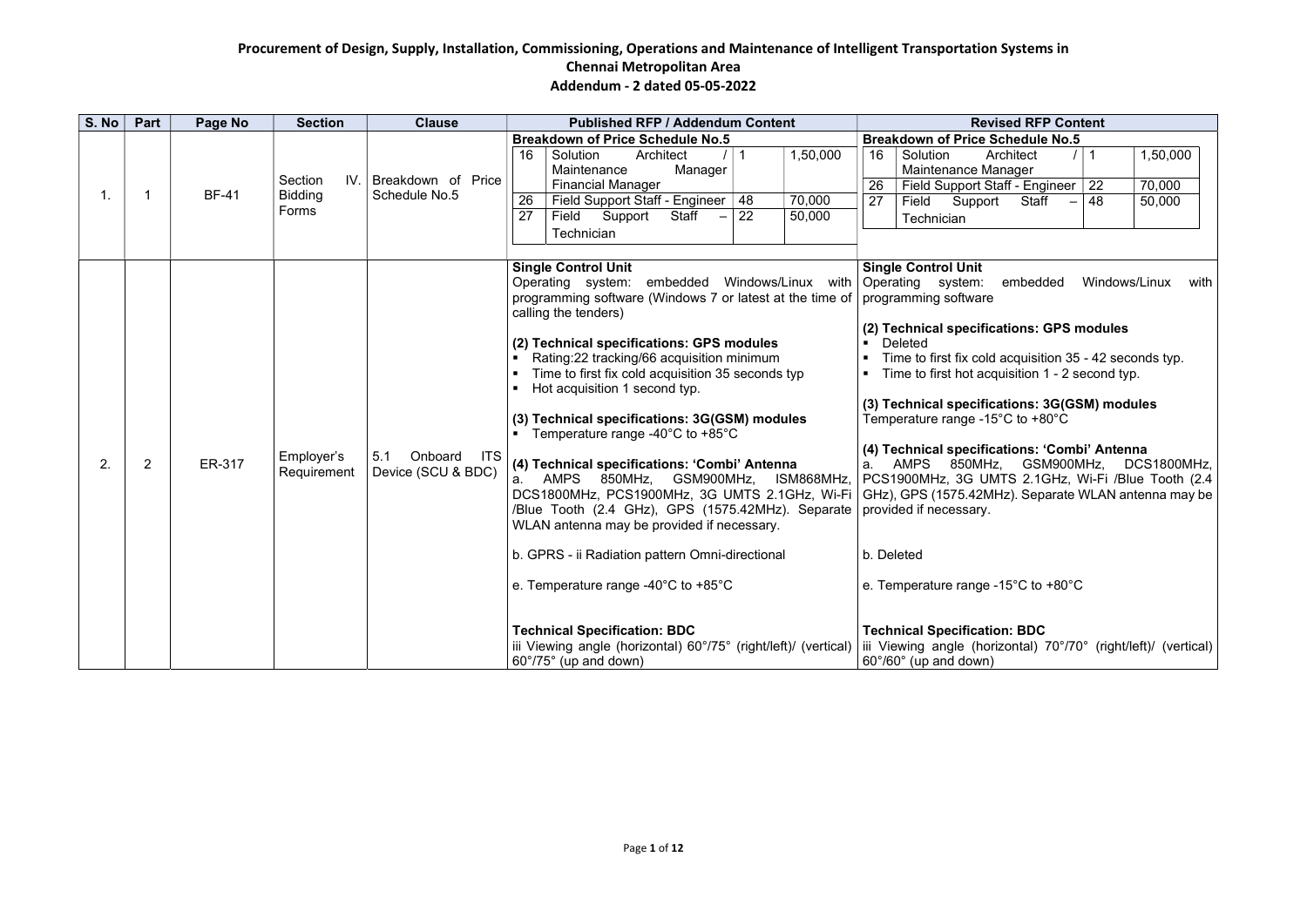**Procurement of Design, Supply, Installation, Commissioning, Operations and Maintenance of Intelligent Transportation Systems in Chennai Metropolitan Area**

**Addendum - 2 dated 05-05-2022**

| S. No | Part | Page No | Section | Clause | Published RFP / Addendum Content | Revised RFP Content |
|---|---|---|---|---|---|---|
| 1. | 1 | BF-41 | Section IV. Bidding Forms | Breakdown of Price Schedule No.5 | **Breakdown of Price Schedule No.5**<br>16 \| Solution Architect / Maintenance Manager Financial Manager \| 1 \| 1,50,000<br>26 \| Field Support Staff - Engineer \| 48 \| 70,000<br>27 \| Field Support Staff – Technician \| 22 \| 50,000 | **Breakdown of Price Schedule No.5**<br>16 \| Solution Architect / Maintenance Manager \| 1 \| 1,50,000<br>26 \| Field Support Staff - Engineer \| 22 \| 70,000<br>27 \| Field Support Staff – Technician \| 48 \| 50,000 |
| 2. | 2 | ER-317 | Employer's Requirement | 5.1 Onboard ITS Device (SCU & BDC) | **Single Control Unit**<br>Operating system: embedded Windows/Linux with programming software (Windows 7 or latest at the time of calling the tenders)<br><br>**(2) Technical specifications: GPS modules**<br>▪ Rating:22 tracking/66 acquisition minimum<br>▪ Time to first fix cold acquisition 35 seconds typ<br>▪ Hot acquisition 1 second typ.<br><br>**(3) Technical specifications: 3G(GSM) modules**<br>▪ Temperature range -40°C to +85°C<br><br>**(4) Technical specifications: 'Combi' Antenna**<br>a. AMPS 850MHz, GSM900MHz, ISM868MHz, DCS1800MHz, PCS1900MHz, 3G UMTS 2.1GHz, Wi-Fi /Blue Tooth (2.4 GHz), GPS (1575.42MHz). Separate WLAN antenna may be provided if necessary.<br><br>b. GPRS - ii Radiation pattern Omni-directional<br><br>e. Temperature range -40°C to +85°C<br><br>**Technical Specification: BDC**<br>iii Viewing angle (horizontal) 60°/75° (right/left)/ (vertical) 60°/75° (up and down) | **Single Control Unit**<br>Operating system: embedded Windows/Linux with programming software<br><br>**(2) Technical specifications: GPS modules**<br>▪ Deleted<br>▪ Time to first fix cold acquisition 35 - 42 seconds typ.<br>▪ Time to first hot acquisition 1 - 2 second typ.<br><br>**(3) Technical specifications: 3G(GSM) modules**<br>Temperature range -15°C to +80°C<br><br>**(4) Technical specifications: 'Combi' Antenna**<br>a. AMPS 850MHz, GSM900MHz, DCS1800MHz, PCS1900MHz, 3G UMTS 2.1GHz, Wi-Fi /Blue Tooth (2.4 GHz), GPS (1575.42MHz). Separate WLAN antenna may be provided if necessary.<br><br>b. Deleted<br><br>e. Temperature range -15°C to +80°C<br><br>**Technical Specification: BDC**<br>iii Viewing angle (horizontal) 70°/70° (right/left)/ (vertical) 60°/60° (up and down) |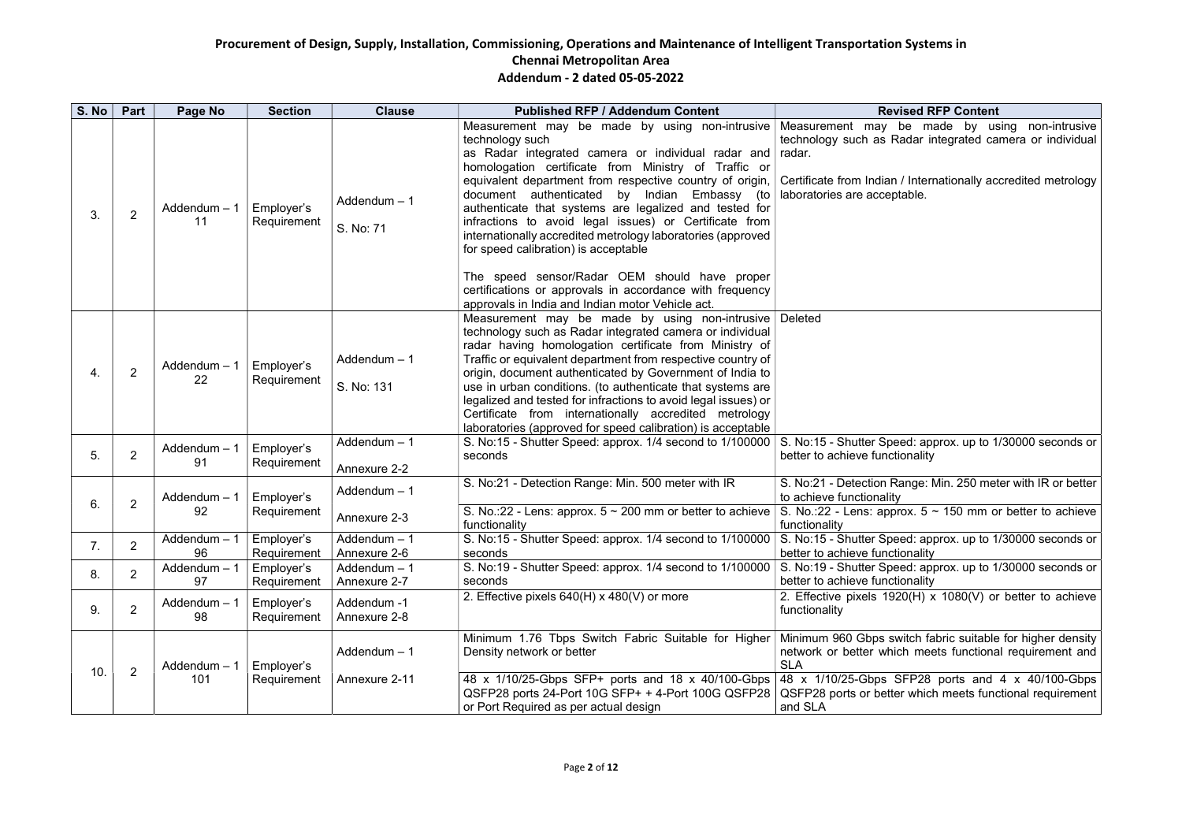# Procurement of Design, Supply, Installation, Commissioning, Operations and Maintenance of Intelligent Transportation Systems in Chennai Metropolitan Area

## Addendum - 2 dated 05-05-2022

| S. No | Part | Page No | Section | Clause | Published RFP / Addendum Content | Revised RFP Content |
|---|---|---|---|---|---|---|
| 3. | 2 | Addendum – 1 11 | Employer's Requirement | Addendum – 1 S. No: 71 | Measurement may be made by using non-intrusive technology such as Radar integrated camera or individual radar and homologation certificate from Ministry of Traffic or equivalent department from respective country of origin, document authenticated by Indian Embassy (to authenticate that systems are legalized and tested for infractions to avoid legal issues) or Certificate from internationally accredited metrology laboratories (approved for speed calibration) is acceptable<br><br>The speed sensor/Radar OEM should have proper certifications or approvals in accordance with frequency approvals in India and Indian motor Vehicle act. | Measurement may be made by using non-intrusive technology such as Radar integrated camera or individual radar.<br><br>Certificate from Indian / Internationally accredited metrology laboratories are acceptable. |
| 4. | 2 | Addendum – 1 22 | Employer's Requirement | Addendum – 1 S. No: 131 | Measurement may be made by using non-intrusive technology such as Radar integrated camera or individual radar having homologation certificate from Ministry of Traffic or equivalent department from respective country of origin, document authenticated by Government of India to use in urban conditions. (to authenticate that systems are legalized and tested for infractions to avoid legal issues) or Certificate from internationally accredited metrology laboratories (approved for speed calibration) is acceptable | Deleted |
| 5. | 2 | Addendum – 1 91 | Employer's Requirement | Addendum – 1 Annexure 2-2 | S. No:15 - Shutter Speed: approx. 1/4 second to 1/100000 seconds | S. No:15 - Shutter Speed: approx. up to 1/30000 seconds or better to achieve functionality |
| 6. | 2 | Addendum – 1 92 | Employer's Requirement | Addendum – 1 Annexure 2-3 | S. No:21 - Detection Range: Min. 500 meter with IR | S. No:21 - Detection Range: Min. 250 meter with IR or better to achieve functionality |
| | | | | | S. No.:22 - Lens: approx. 5 ~ 200 mm or better to achieve functionality | S. No.:22 - Lens: approx. 5 ~ 150 mm or better to achieve functionality |
| 7. | 2 | Addendum – 1 96 | Employer's Requirement | Addendum – 1 Annexure 2-6 | S. No:15 - Shutter Speed: approx. 1/4 second to 1/100000 seconds | S. No:15 - Shutter Speed: approx. up to 1/30000 seconds or better to achieve functionality |
| 8. | 2 | Addendum – 1 97 | Employer's Requirement | Addendum – 1 Annexure 2-7 | S. No:19 - Shutter Speed: approx. 1/4 second to 1/100000 seconds | S. No:19 - Shutter Speed: approx. up to 1/30000 seconds or better to achieve functionality |
| 9. | 2 | Addendum – 1 98 | Employer's Requirement | Addendum -1 Annexure 2-8 | 2. Effective pixels 640(H) x 480(V) or more | 2. Effective pixels 1920(H) x 1080(V) or better to achieve functionality |
| 10. | 2 | Addendum – 1 101 | Employer's Requirement | Addendum – 1 Annexure 2-11 | Minimum 1.76 Tbps Switch Fabric Suitable for Higher Density network or better | Minimum 960 Gbps switch fabric suitable for higher density network or better which meets functional requirement and SLA |
| | | | | | 48 x 1/10/25-Gbps SFP+ ports and 18 x 40/100-Gbps QSFP28 ports 24-Port 10G SFP+ + 4-Port 100G QSFP28 or Port Required as per actual design | 48 x 1/10/25-Gbps SFP28 ports and 4 x 40/100-Gbps QSFP28 ports or better which meets functional requirement and SLA |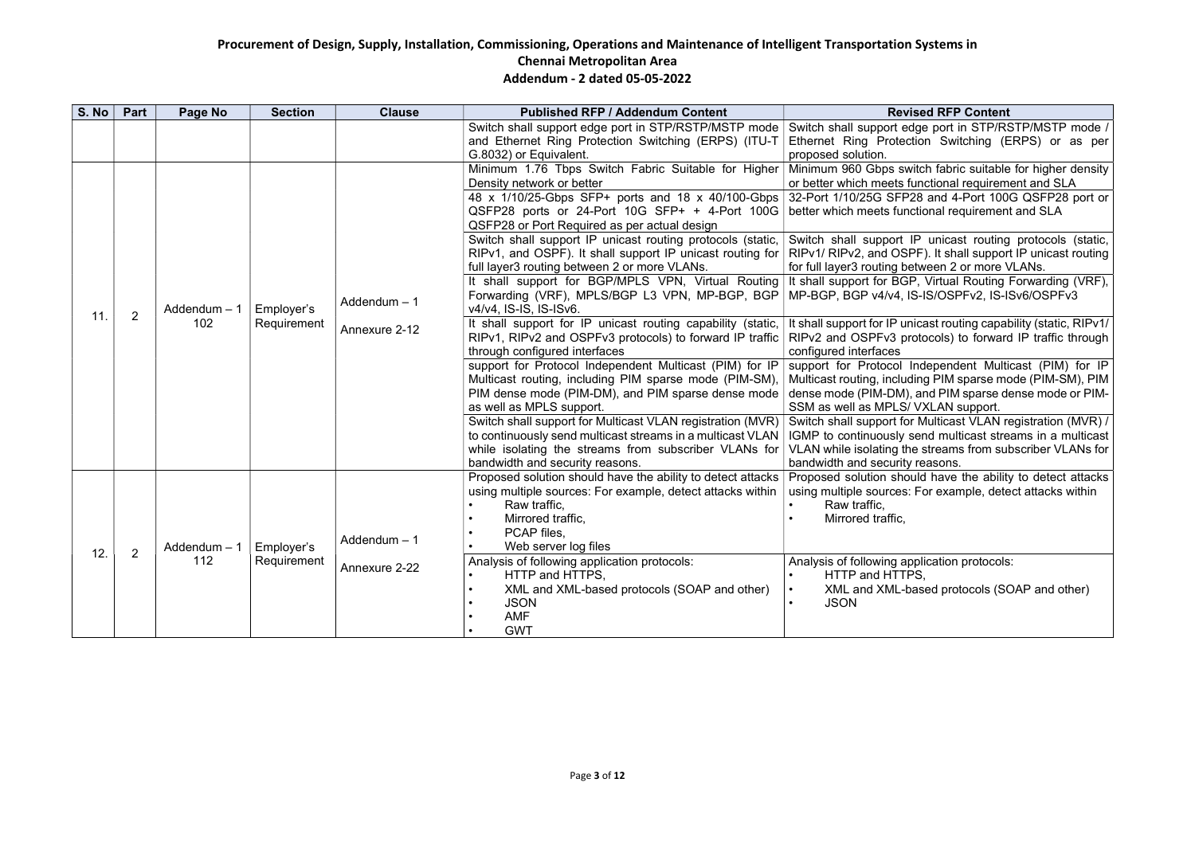# Procurement of Design, Supply, Installation, Commissioning, Operations and Maintenance of Intelligent Transportation Systems in Chennai Metropolitan Area

## Addendum - 2 dated 05-05-2022

| S. No | Part | Page No | Section | Clause | Published RFP / Addendum Content | Revised RFP Content |
|---|---|---|---|---|---|---|
| | | | | | Switch shall support edge port in STP/RSTP/MSTP mode and Ethernet Ring Protection Switching (ERPS) (ITU-T G.8032) or Equivalent. | Switch shall support edge port in STP/RSTP/MSTP mode / Ethernet Ring Protection Switching (ERPS) or as per proposed solution. |
| 11. | 2 | Addendum – 1 102 | Employer's Requirement | Addendum – 1 Annexure 2-12 | Minimum 1.76 Tbps Switch Fabric Suitable for Higher Density network or better | Minimum 960 Gbps switch fabric suitable for higher density or better which meets functional requirement and SLA |
| | | | | | 48 x 1/10/25-Gbps SFP+ ports and 18 x 40/100-Gbps QSFP28 ports or 24-Port 10G SFP+ + 4-Port 100G QSFP28 or Port Required as per actual design | 32-Port 1/10/25G SFP28 and 4-Port 100G QSFP28 port or better which meets functional requirement and SLA |
| | | | | | Switch shall support IP unicast routing protocols (static, RIPv1, and OSPF). It shall support IP unicast routing for full layer3 routing between 2 or more VLANs. | Switch shall support IP unicast routing protocols (static, RIPv1/ RIPv2, and OSPF). It shall support IP unicast routing for full layer3 routing between 2 or more VLANs. |
| | | | | | It shall support for BGP/MPLS VPN, Virtual Routing Forwarding (VRF), MPLS/BGP L3 VPN, MP-BGP, BGP v4/v4, IS-IS, IS-ISv6. | It shall support for BGP, Virtual Routing Forwarding (VRF), MP-BGP, BGP v4/v4, IS-IS/OSPFv2, IS-ISv6/OSPFv3 |
| | | | | | It shall support for IP unicast routing capability (static, RIPv1, RIPv2 and OSPFv3 protocols) to forward IP traffic through configured interfaces | It shall support for IP unicast routing capability (static, RIPv1/ RIPv2 and OSPFv3 protocols) to forward IP traffic through configured interfaces |
| | | | | | support for Protocol Independent Multicast (PIM) for IP Multicast routing, including PIM sparse mode (PIM-SM), PIM dense mode (PIM-DM), and PIM sparse dense mode as well as MPLS support. | support for Protocol Independent Multicast (PIM) for IP Multicast routing, including PIM sparse mode (PIM-SM), PIM dense mode (PIM-DM), and PIM sparse dense mode or PIM-SSM as well as MPLS/ VXLAN support. |
| | | | | | Switch shall support for Multicast VLAN registration (MVR) to continuously send multicast streams in a multicast VLAN while isolating the streams from subscriber VLANs for bandwidth and security reasons. | Switch shall support for Multicast VLAN registration (MVR) / IGMP to continuously send multicast streams in a multicast VLAN while isolating the streams from subscriber VLANs for bandwidth and security reasons. |
| 12. | 2 | Addendum – 1 112 | Employer's Requirement | Addendum – 1 Annexure 2-22 | Proposed solution should have the ability to detect attacks using multiple sources: For example, detect attacks within<br>• Raw traffic,<br>• Mirrored traffic,<br>• PCAP files,<br>• Web server log files | Proposed solution should have the ability to detect attacks using multiple sources: For example, detect attacks within<br>• Raw traffic,<br>• Mirrored traffic, |
| | | | | | Analysis of following application protocols:<br>• HTTP and HTTPS,<br>• XML and XML-based protocols (SOAP and other)<br>• JSON<br>• AMF<br>• GWT | Analysis of following application protocols:<br>• HTTP and HTTPS,<br>• XML and XML-based protocols (SOAP and other)<br>• JSON |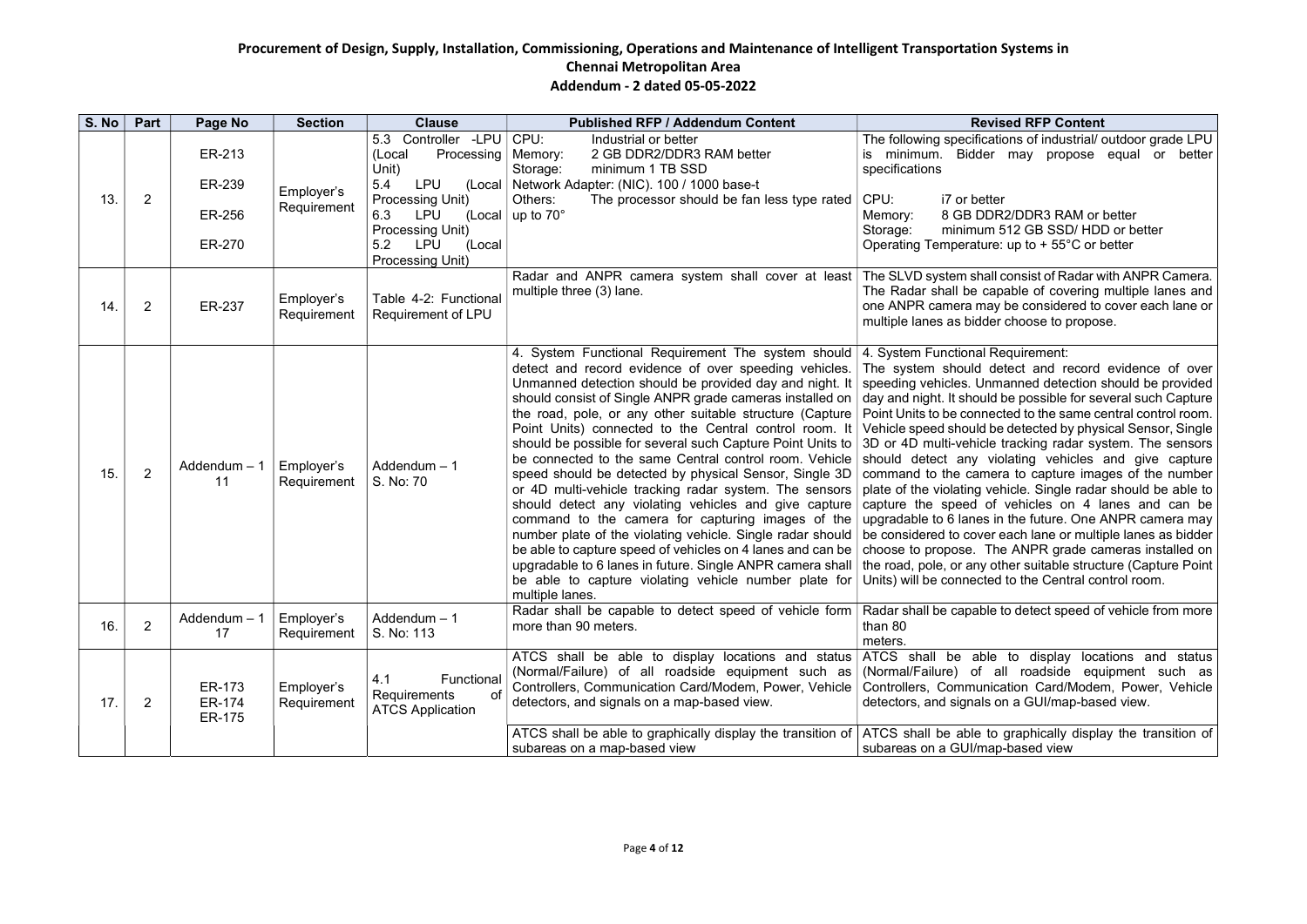# Procurement of Design, Supply, Installation, Commissioning, Operations and Maintenance of Intelligent Transportation Systems in Chennai Metropolitan Area

## Addendum - 2 dated 05-05-2022

| S. No | Part | Page No | Section | Clause | Published RFP / Addendum Content | Revised RFP Content |
|---|---|---|---|---|---|---|
| 13. | 2 | ER-213<br><br>ER-239<br><br>ER-256<br><br>ER-270 | Employer's Requirement | 5.3 Controller -LPU (Local Processing Unit)<br>5.4 LPU (Local Processing Unit)<br>6.3 LPU (Local Processing Unit)<br>5.2 LPU (Local Processing Unit) | CPU: Industrial or better<br>Memory: 2 GB DDR2/DDR3 RAM better<br>Storage: minimum 1 TB SSD<br>Network Adapter: (NIC). 100 / 1000 base-t<br>Others: The processor should be fan less type rated up to 70° | The following specifications of industrial/ outdoor grade LPU is minimum. Bidder may propose equal or better specifications<br><br>CPU: i7 or better<br>Memory: 8 GB DDR2/DDR3 RAM or better<br>Storage: minimum 512 GB SSD/ HDD or better<br>Operating Temperature: up to + 55°C or better |
| 14. | 2 | ER-237 | Employer's Requirement | Table 4-2: Functional Requirement of LPU | Radar and ANPR camera system shall cover at least multiple three (3) lane. | The SLVD system shall consist of Radar with ANPR Camera. The Radar shall be capable of covering multiple lanes and one ANPR camera may be considered to cover each lane or multiple lanes as bidder choose to propose. |
| 15. | 2 | Addendum – 1<br>11 | Employer's Requirement | Addendum – 1<br>S. No: 70 | 4. System Functional Requirement The system should detect and record evidence of over speeding vehicles. Unmanned detection should be provided day and night. It should consist of Single ANPR grade cameras installed on the road, pole, or any other suitable structure (Capture Point Units) connected to the Central control room. It should be possible for several such Capture Point Units to be connected to the same Central control room. Vehicle speed should be detected by physical Sensor, Single 3D or 4D multi-vehicle tracking radar system. The sensors should detect any violating vehicles and give capture command to the camera for capturing images of the number plate of the violating vehicle. Single radar should be able to capture speed of vehicles on 4 lanes and can be upgradable to 6 lanes in future. Single ANPR camera shall be able to capture violating vehicle number plate for multiple lanes. | 4. System Functional Requirement:<br>The system should detect and record evidence of over speeding vehicles. Unmanned detection should be provided day and night. It should be possible for several such Capture Point Units to be connected to the same central control room. Vehicle speed should be detected by physical Sensor, Single 3D or 4D multi-vehicle tracking radar system. The sensors should detect any violating vehicles and give capture command to the camera to capture images of the number plate of the violating vehicle. Single radar should be able to capture the speed of vehicles on 4 lanes and can be upgradable to 6 lanes in the future. One ANPR camera may be considered to cover each lane or multiple lanes as bidder choose to propose. The ANPR grade cameras installed on the road, pole, or any other suitable structure (Capture Point Units) will be connected to the Central control room. |
| 16. | 2 | Addendum – 1<br>17 | Employer's Requirement | Addendum – 1<br>S. No: 113 | Radar shall be capable to detect speed of vehicle form more than 90 meters. | Radar shall be capable to detect speed of vehicle from more than 80<br>meters. |
| 17. | 2 | ER-173<br>ER-174<br>ER-175 | Employer's Requirement | 4.1 Functional Requirements of ATCS Application | ATCS shall be able to display locations and status (Normal/Failure) of all roadside equipment such as Controllers, Communication Card/Modem, Power, Vehicle detectors, and signals on a map-based view. | ATCS shall be able to display locations and status (Normal/Failure) of all roadside equipment such as Controllers, Communication Card/Modem, Power, Vehicle detectors, and signals on a GUI/map-based view. |
| | | | | | ATCS shall be able to graphically display the transition of subareas on a map-based view | ATCS shall be able to graphically display the transition of subareas on a GUI/map-based view |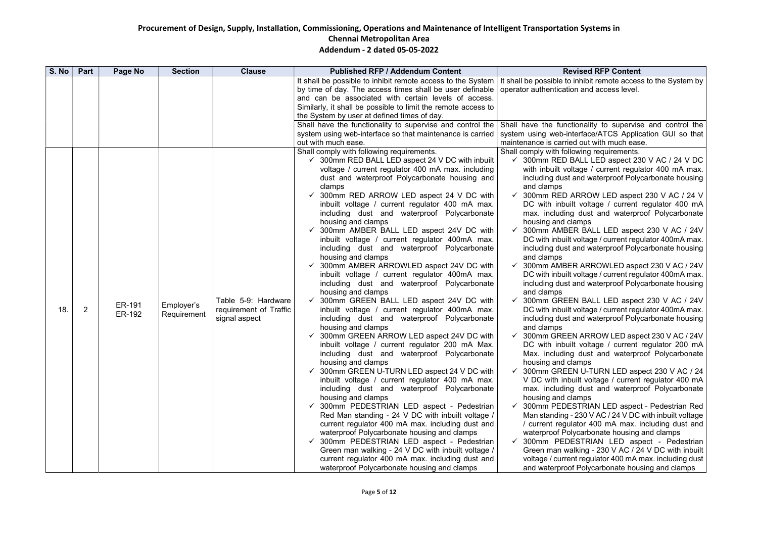# Procurement of Design, Supply, Installation, Commissioning, Operations and Maintenance of Intelligent Transportation Systems in Chennai Metropolitan Area

## Addendum - 2 dated 05-05-2022

| S. No | Part | Page No | Section | Clause | Published RFP / Addendum Content | Revised RFP Content |
|---|---|---|---|---|---|---|
| | | | | | It shall be possible to inhibit remote access to the System by time of day. The access times shall be user definable and can be associated with certain levels of access. Similarly, it shall be possible to limit the remote access to the System by user at defined times of day. | It shall be possible to inhibit remote access to the System by operator authentication and access level. |
| | | | | | Shall have the functionality to supervise and control the system using web-interface so that maintenance is carried out with much ease. | Shall have the functionality to supervise and control the system using web-interface/ATCS Application GUI so that maintenance is carried out with much ease. |
| 18. | 2 | ER-191 ER-192 | Employer's Requirement | Table 5-9: Hardware requirement of Traffic signal aspect | Shall comply with following requirements.<br>✓ 300mm RED BALL LED aspect 24 V DC with inbuilt voltage / current regulator 400 mA max. including dust and waterproof Polycarbonate housing and clamps<br>✓ 300mm RED ARROW LED aspect 24 V DC with inbuilt voltage / current regulator 400 mA max. including dust and waterproof Polycarbonate housing and clamps<br>✓ 300mm AMBER BALL LED aspect 24V DC with inbuilt voltage / current regulator 400mA max. including dust and waterproof Polycarbonate housing and clamps<br>✓ 300mm AMBER ARROWLED aspect 24V DC with inbuilt voltage / current regulator 400mA max. including dust and waterproof Polycarbonate housing and clamps<br>✓ 300mm GREEN BALL LED aspect 24V DC with inbuilt voltage / current regulator 400mA max. including dust and waterproof Polycarbonate housing and clamps<br>✓ 300mm GREEN ARROW LED aspect 24V DC with inbuilt voltage / current regulator 200 mA Max. including dust and waterproof Polycarbonate housing and clamps<br>✓ 300mm GREEN U-TURN LED aspect 24 V DC with inbuilt voltage / current regulator 400 mA max. including dust and waterproof Polycarbonate housing and clamps<br>✓ 300mm PEDESTRIAN LED aspect - Pedestrian Red Man standing - 24 V DC with inbuilt voltage / current regulator 400 mA max. including dust and waterproof Polycarbonate housing and clamps<br>✓ 300mm PEDESTRIAN LED aspect - Pedestrian Green man walking - 24 V DC with inbuilt voltage / current regulator 400 mA max. including dust and waterproof Polycarbonate housing and clamps | Shall comply with following requirements.<br>✓ 300mm RED BALL LED aspect 230 V AC / 24 V DC with inbuilt voltage / current regulator 400 mA max. including dust and waterproof Polycarbonate housing and clamps<br>✓ 300mm RED ARROW LED aspect 230 V AC / 24 V DC with inbuilt voltage / current regulator 400 mA max. including dust and waterproof Polycarbonate housing and clamps<br>✓ 300mm AMBER BALL LED aspect 230 V AC / 24V DC with inbuilt voltage / current regulator 400mA max. including dust and waterproof Polycarbonate housing and clamps<br>✓ 300mm AMBER ARROWLED aspect 230 V AC / 24V DC with inbuilt voltage / current regulator 400mA max. including dust and waterproof Polycarbonate housing and clamps<br>✓ 300mm GREEN BALL LED aspect 230 V AC / 24V DC with inbuilt voltage / current regulator 400mA max. including dust and waterproof Polycarbonate housing and clamps<br>✓ 300mm GREEN ARROW LED aspect 230 V AC / 24V DC with inbuilt voltage / current regulator 200 mA Max. including dust and waterproof Polycarbonate housing and clamps<br>✓ 300mm GREEN U-TURN LED aspect 230 V AC / 24 V DC with inbuilt voltage / current regulator 400 mA max. including dust and waterproof Polycarbonate housing and clamps<br>✓ 300mm PEDESTRIAN LED aspect - Pedestrian Red Man standing - 230 V AC / 24 V DC with inbuilt voltage / current regulator 400 mA max. including dust and waterproof Polycarbonate housing and clamps<br>✓ 300mm PEDESTRIAN LED aspect - Pedestrian Green man walking - 230 V AC / 24 V DC with inbuilt voltage / current regulator 400 mA max. including dust and waterproof Polycarbonate housing and clamps |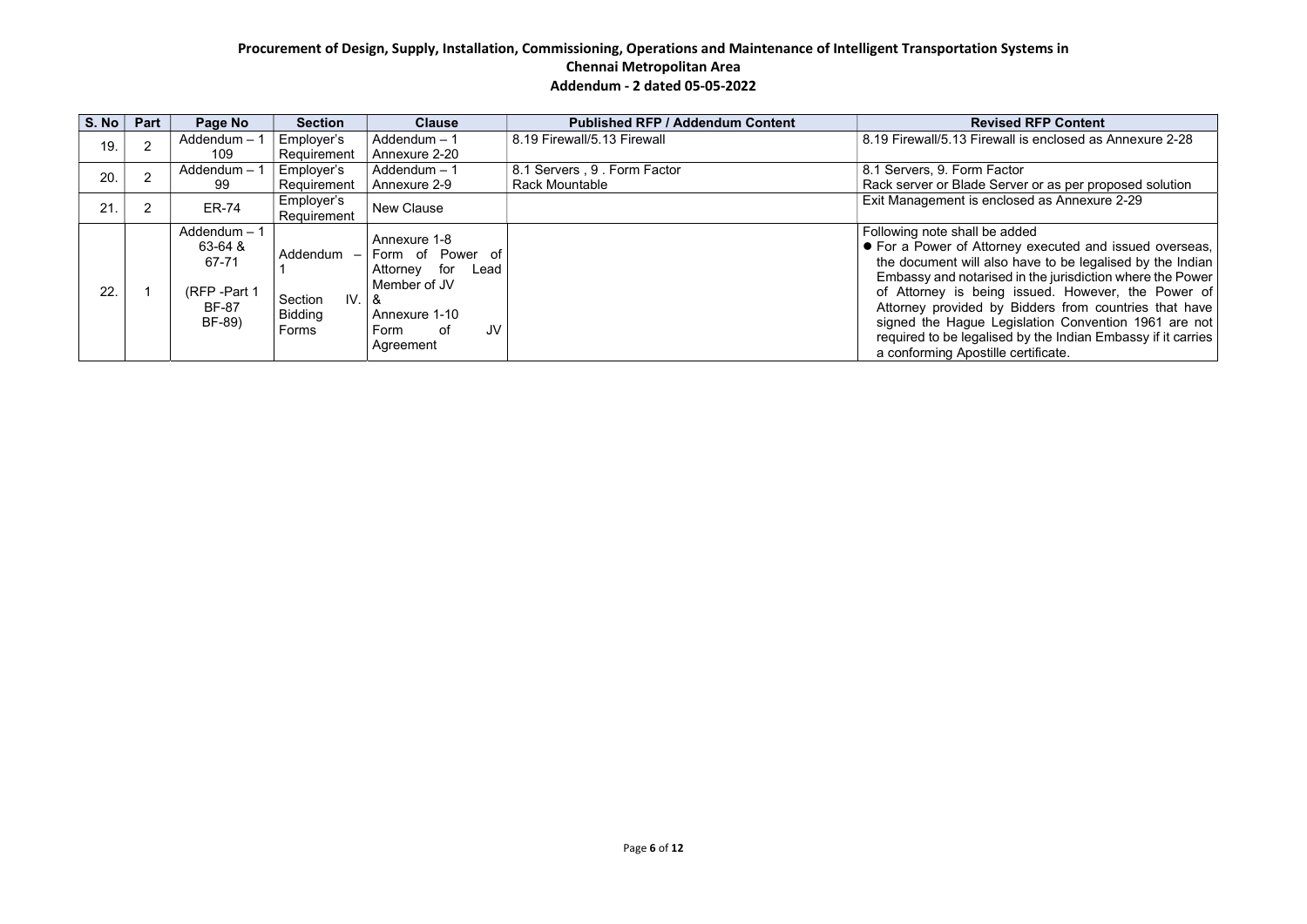**Procurement of Design, Supply, Installation, Commissioning, Operations and Maintenance of Intelligent Transportation Systems in Chennai Metropolitan Area**

**Addendum - 2 dated 05-05-2022**

| S. No | Part | Page No | Section | Clause | Published RFP / Addendum Content | Revised RFP Content |
|---|---|---|---|---|---|---|
| 19. | 2 | Addendum – 1 109 | Employer's Requirement | Addendum – 1 Annexure 2-20 | 8.19 Firewall/5.13 Firewall | 8.19 Firewall/5.13 Firewall is enclosed as Annexure 2-28 |
| 20. | 2 | Addendum – 1 99 | Employer's Requirement | Addendum – 1 Annexure 2-9 | 8.1 Servers , 9 . Form Factor<br>Rack Mountable | 8.1 Servers, 9. Form Factor<br>Rack server or Blade Server or as per proposed solution |
| 21. | 2 | ER-74 | Employer's Requirement | New Clause | | Exit Management is enclosed as Annexure 2-29 |
| 22. | 1 | Addendum – 1 63-64 & 67-71<br>(RFP -Part 1 BF-87 BF-89) | Addendum – 1<br>Section IV. Bidding Forms | Annexure 1-8 Form of Power of Attorney for Lead Member of JV<br>&<br>Annexure 1-10 Form of JV Agreement | | Following note shall be added<br>● For a Power of Attorney executed and issued overseas, the document will also have to be legalised by the Indian Embassy and notarised in the jurisdiction where the Power of Attorney is being issued. However, the Power of Attorney provided by Bidders from countries that have signed the Hague Legislation Convention 1961 are not required to be legalised by the Indian Embassy if it carries a conforming Apostille certificate. |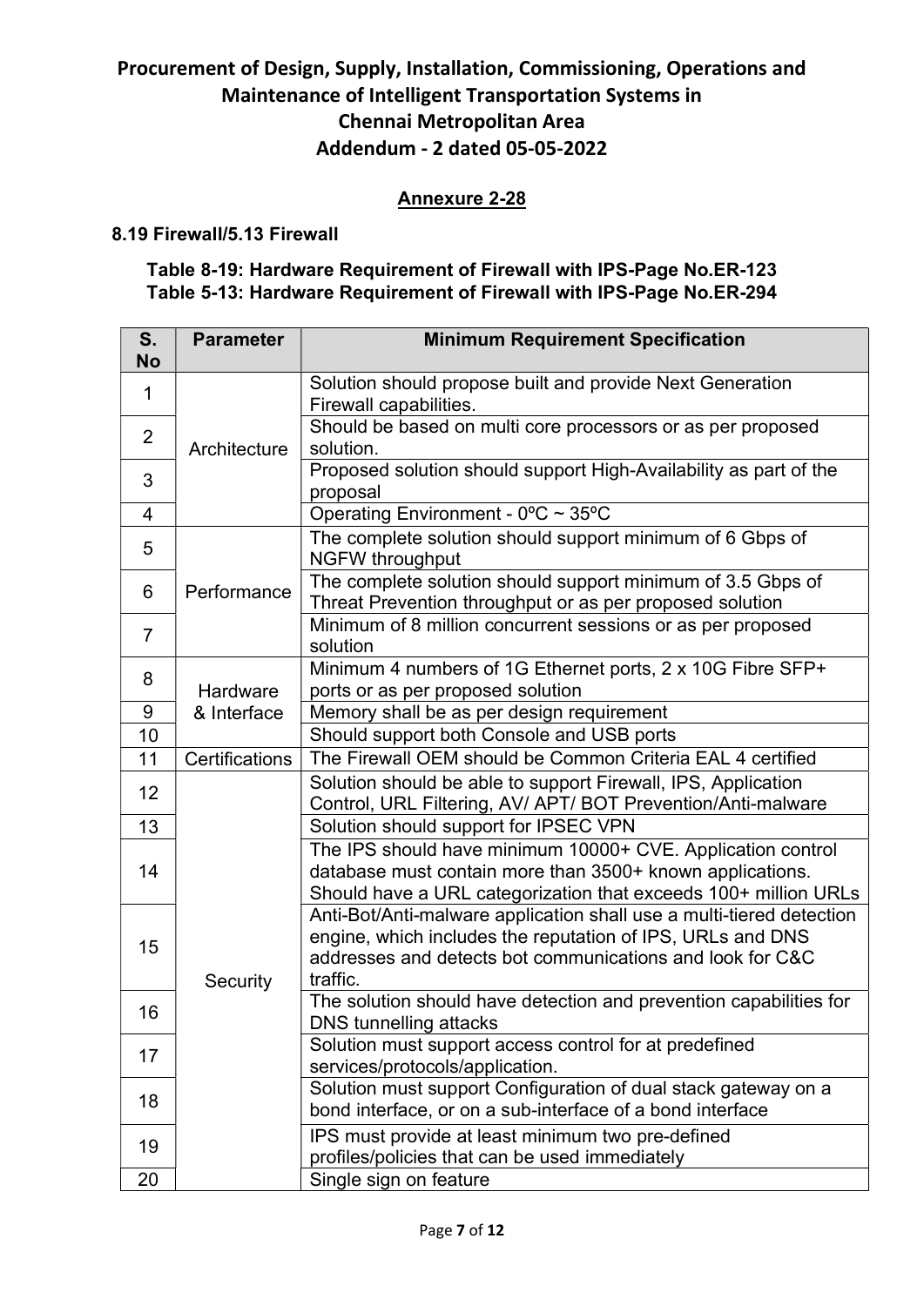# Procurement of Design, Supply, Installation, Commissioning, Operations and Maintenance of Intelligent Transportation Systems in Chennai Metropolitan Area

# Addendum - 2 dated 05-05-2022

## Annexure 2-28

### 8.19 Firewall/5.13 Firewall

**Table 8-19: Hardware Requirement of Firewall with IPS-Page No.ER-123**
**Table 5-13: Hardware Requirement of Firewall with IPS-Page No.ER-294**

| S. No | Parameter | Minimum Requirement Specification |
|---|---|---|
| 1 | Architecture | Solution should propose built and provide Next Generation Firewall capabilities. |
| 2 | | Should be based on multi core processors or as per proposed solution. |
| 3 | | Proposed solution should support High-Availability as part of the proposal |
| 4 | | Operating Environment - 0ºC ~ 35ºC |
| 5 | Performance | The complete solution should support minimum of 6 Gbps of NGFW throughput |
| 6 | | The complete solution should support minimum of 3.5 Gbps of Threat Prevention throughput or as per proposed solution |
| 7 | | Minimum of 8 million concurrent sessions or as per proposed solution |
| 8 | Hardware & Interface | Minimum 4 numbers of 1G Ethernet ports, 2 x 10G Fibre SFP+ ports or as per proposed solution |
| 9 | | Memory shall be as per design requirement |
| 10 | | Should support both Console and USB ports |
| 11 | Certifications | The Firewall OEM should be Common Criteria EAL 4 certified |
| 12 | Security | Solution should be able to support Firewall, IPS, Application Control, URL Filtering, AV/ APT/ BOT Prevention/Anti-malware |
| 13 | | Solution should support for IPSEC VPN |
| 14 | | The IPS should have minimum 10000+ CVE. Application control database must contain more than 3500+ known applications. Should have a URL categorization that exceeds 100+ million URLs |
| 15 | | Anti-Bot/Anti-malware application shall use a multi-tiered detection engine, which includes the reputation of IPS, URLs and DNS addresses and detects bot communications and look for C&C traffic. |
| 16 | | The solution should have detection and prevention capabilities for DNS tunnelling attacks |
| 17 | | Solution must support access control for at predefined services/protocols/application. |
| 18 | | Solution must support Configuration of dual stack gateway on a bond interface, or on a sub-interface of a bond interface |
| 19 | | IPS must provide at least minimum two pre-defined profiles/policies that can be used immediately |
| 20 | | Single sign on feature |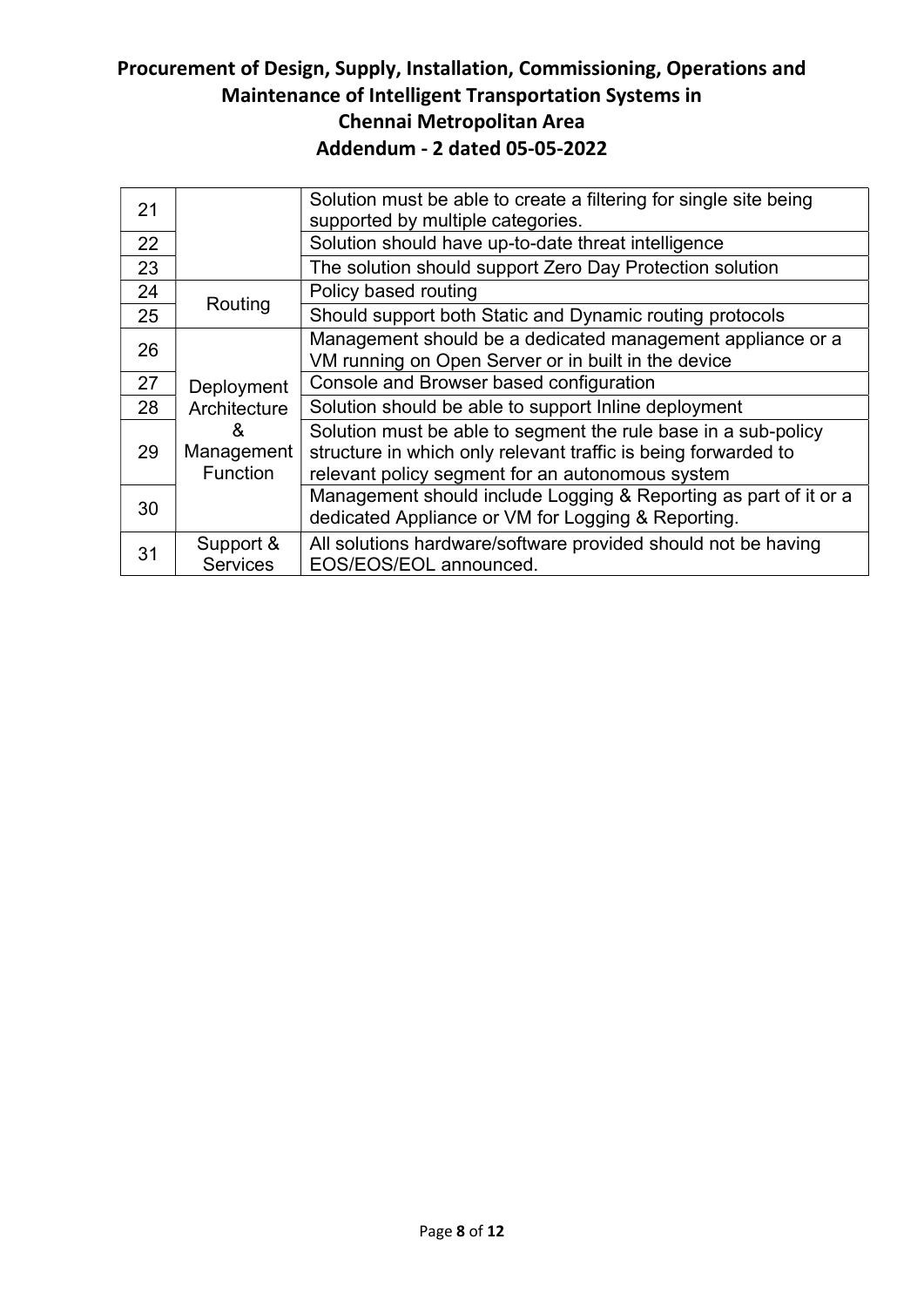| 21 | | Solution must be able to create a filtering for single site being supported by multiple categories. |
|---|---|---|
| 22 | | Solution should have up-to-date threat intelligence |
| 23 | | The solution should support Zero Day Protection solution |
| 24 | Routing | Policy based routing |
| 25 | | Should support both Static and Dynamic routing protocols |
| 26 | Deployment Architecture & Management Function | Management should be a dedicated management appliance or a VM running on Open Server or in built in the device |
| 27 | | Console and Browser based configuration |
| 28 | | Solution should be able to support Inline deployment |
| 29 | | Solution must be able to segment the rule base in a sub-policy structure in which only relevant traffic is being forwarded to relevant policy segment for an autonomous system |
| 30 | | Management should include Logging & Reporting as part of it or a dedicated Appliance or VM for Logging & Reporting. |
| 31 | Support & Services | All solutions hardware/software provided should not be having EOS/EOS/EOL announced. |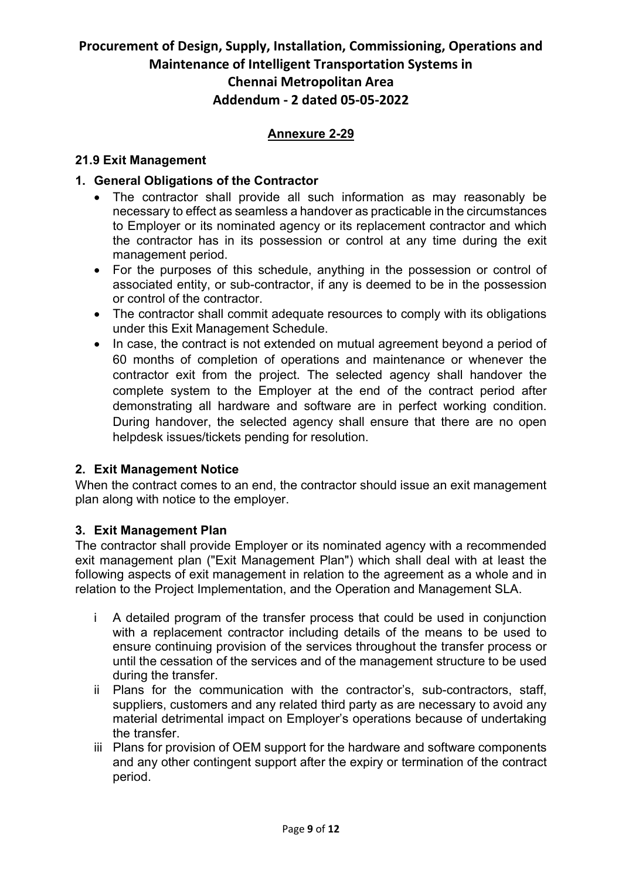## Annexure 2-29

### 21.9 Exit Management

#### 1. General Obligations of the Contractor

- The contractor shall provide all such information as may reasonably be necessary to effect as seamless a handover as practicable in the circumstances to Employer or its nominated agency or its replacement contractor and which the contractor has in its possession or control at any time during the exit management period.
- For the purposes of this schedule, anything in the possession or control of associated entity, or sub-contractor, if any is deemed to be in the possession or control of the contractor.
- The contractor shall commit adequate resources to comply with its obligations under this Exit Management Schedule.
- In case, the contract is not extended on mutual agreement beyond a period of 60 months of completion of operations and maintenance or whenever the contractor exit from the project. The selected agency shall handover the complete system to the Employer at the end of the contract period after demonstrating all hardware and software are in perfect working condition. During handover, the selected agency shall ensure that there are no open helpdesk issues/tickets pending for resolution.

#### 2. Exit Management Notice

When the contract comes to an end, the contractor should issue an exit management plan along with notice to the employer.

#### 3. Exit Management Plan

The contractor shall provide Employer or its nominated agency with a recommended exit management plan ("Exit Management Plan") which shall deal with at least the following aspects of exit management in relation to the agreement as a whole and in relation to the Project Implementation, and the Operation and Management SLA.

i. A detailed program of the transfer process that could be used in conjunction with a replacement contractor including details of the means to be used to ensure continuing provision of the services throughout the transfer process or until the cessation of the services and of the management structure to be used during the transfer.

ii. Plans for the communication with the contractor's, sub-contractors, staff, suppliers, customers and any related third party as are necessary to avoid any material detrimental impact on Employer's operations because of undertaking the transfer.

iii. Plans for provision of OEM support for the hardware and software components and any other contingent support after the expiry or termination of the contract period.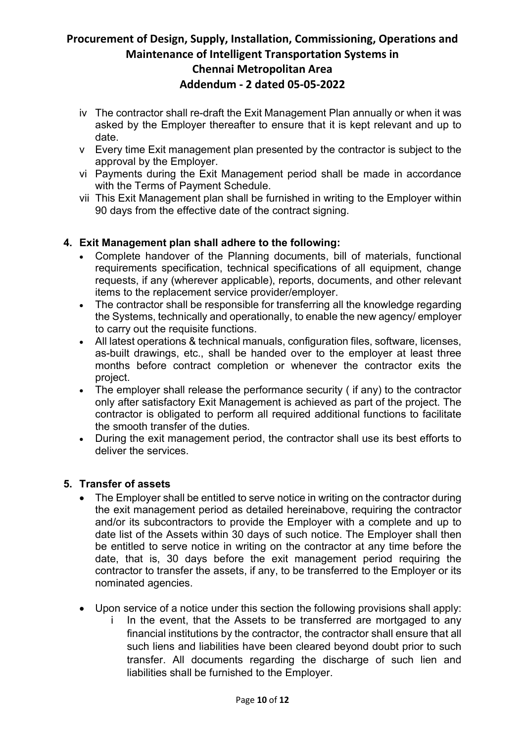- iv The contractor shall re-draft the Exit Management Plan annually or when it was asked by the Employer thereafter to ensure that it is kept relevant and up to date.
- v Every time Exit management plan presented by the contractor is subject to the approval by the Employer.
- vi Payments during the Exit Management period shall be made in accordance with the Terms of Payment Schedule.
- vii This Exit Management plan shall be furnished in writing to the Employer within 90 days from the effective date of the contract signing.

## 4. Exit Management plan shall adhere to the following:

- Complete handover of the Planning documents, bill of materials, functional requirements specification, technical specifications of all equipment, change requests, if any (wherever applicable), reports, documents, and other relevant items to the replacement service provider/employer.
- The contractor shall be responsible for transferring all the knowledge regarding the Systems, technically and operationally, to enable the new agency/ employer to carry out the requisite functions.
- All latest operations & technical manuals, configuration files, software, licenses, as-built drawings, etc., shall be handed over to the employer at least three months before contract completion or whenever the contractor exits the project.
- The employer shall release the performance security ( if any) to the contractor only after satisfactory Exit Management is achieved as part of the project. The contractor is obligated to perform all required additional functions to facilitate the smooth transfer of the duties.
- During the exit management period, the contractor shall use its best efforts to deliver the services.

## 5. Transfer of assets

- The Employer shall be entitled to serve notice in writing on the contractor during the exit management period as detailed hereinabove, requiring the contractor and/or its subcontractors to provide the Employer with a complete and up to date list of the Assets within 30 days of such notice. The Employer shall then be entitled to serve notice in writing on the contractor at any time before the date, that is, 30 days before the exit management period requiring the contractor to transfer the assets, if any, to be transferred to the Employer or its nominated agencies.

- Upon service of a notice under this section the following provisions shall apply:
  - i In the event, that the Assets to be transferred are mortgaged to any financial institutions by the contractor, the contractor shall ensure that all such liens and liabilities have been cleared beyond doubt prior to such transfer. All documents regarding the discharge of such lien and liabilities shall be furnished to the Employer.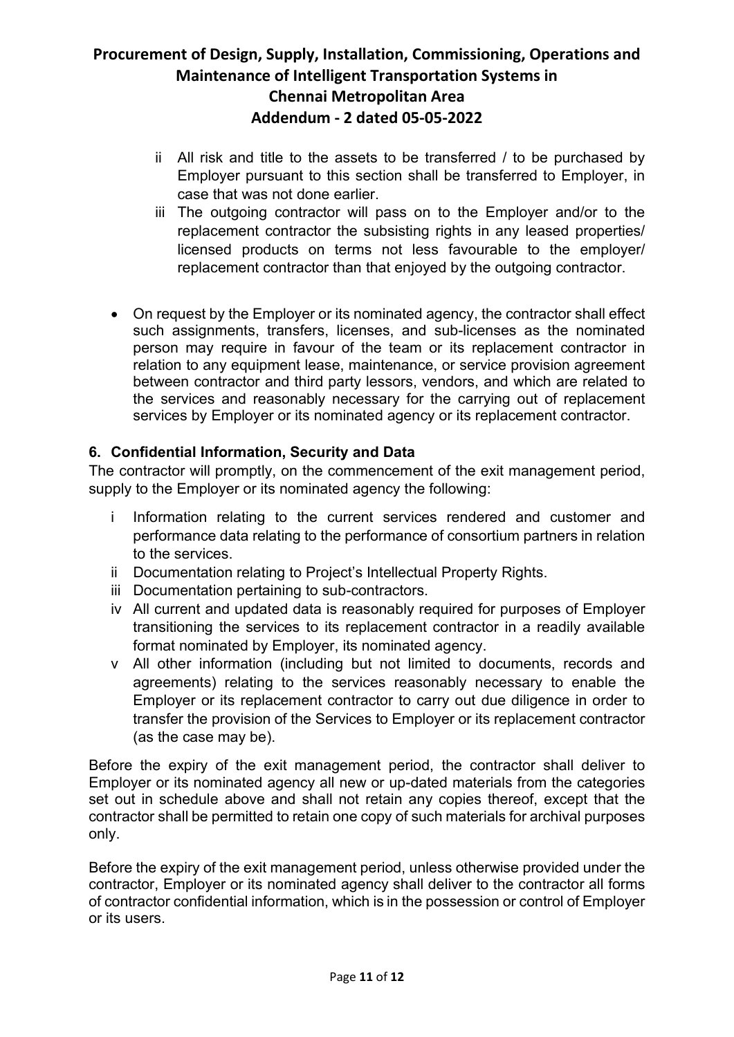ii All risk and title to the assets to be transferred / to be purchased by Employer pursuant to this section shall be transferred to Employer, in case that was not done earlier.

iii The outgoing contractor will pass on to the Employer and/or to the replacement contractor the subsisting rights in any leased properties/ licensed products on terms not less favourable to the employer/ replacement contractor than that enjoyed by the outgoing contractor.

- On request by the Employer or its nominated agency, the contractor shall effect such assignments, transfers, licenses, and sub-licenses as the nominated person may require in favour of the team or its replacement contractor in relation to any equipment lease, maintenance, or service provision agreement between contractor and third party lessors, vendors, and which are related to the services and reasonably necessary for the carrying out of replacement services by Employer or its nominated agency or its replacement contractor.

### 6. Confidential Information, Security and Data

The contractor will promptly, on the commencement of the exit management period, supply to the Employer or its nominated agency the following:

i Information relating to the current services rendered and customer and performance data relating to the performance of consortium partners in relation to the services.

ii Documentation relating to Project's Intellectual Property Rights.

iii Documentation pertaining to sub-contractors.

iv All current and updated data is reasonably required for purposes of Employer transitioning the services to its replacement contractor in a readily available format nominated by Employer, its nominated agency.

v All other information (including but not limited to documents, records and agreements) relating to the services reasonably necessary to enable the Employer or its replacement contractor to carry out due diligence in order to transfer the provision of the Services to Employer or its replacement contractor (as the case may be).

Before the expiry of the exit management period, the contractor shall deliver to Employer or its nominated agency all new or up-dated materials from the categories set out in schedule above and shall not retain any copies thereof, except that the contractor shall be permitted to retain one copy of such materials for archival purposes only.

Before the expiry of the exit management period, unless otherwise provided under the contractor, Employer or its nominated agency shall deliver to the contractor all forms of contractor confidential information, which is in the possession or control of Employer or its users.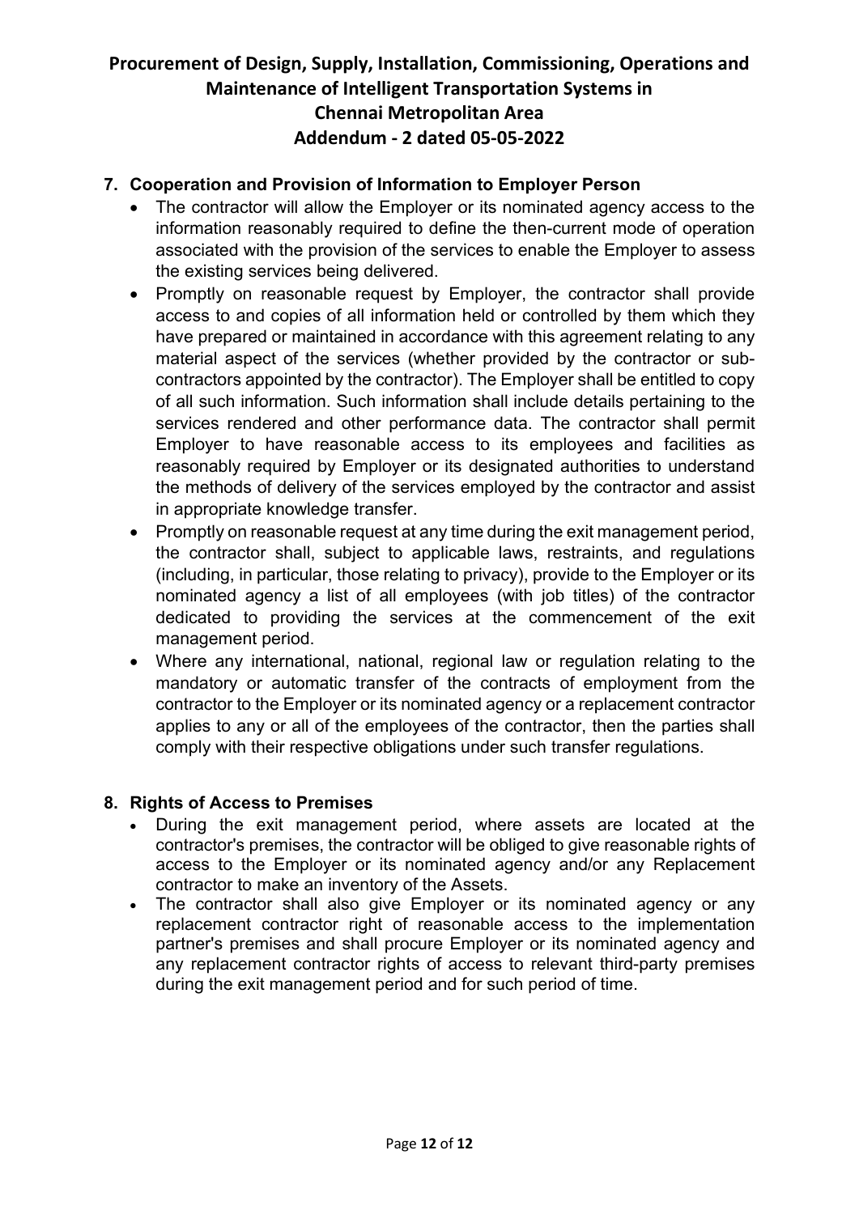**7. Cooperation and Provision of Information to Employer Person**

- The contractor will allow the Employer or its nominated agency access to the information reasonably required to define the then-current mode of operation associated with the provision of the services to enable the Employer to assess the existing services being delivered.
- Promptly on reasonable request by Employer, the contractor shall provide access to and copies of all information held or controlled by them which they have prepared or maintained in accordance with this agreement relating to any material aspect of the services (whether provided by the contractor or sub-contractors appointed by the contractor). The Employer shall be entitled to copy of all such information. Such information shall include details pertaining to the services rendered and other performance data. The contractor shall permit Employer to have reasonable access to its employees and facilities as reasonably required by Employer or its designated authorities to understand the methods of delivery of the services employed by the contractor and assist in appropriate knowledge transfer.
- Promptly on reasonable request at any time during the exit management period, the contractor shall, subject to applicable laws, restraints, and regulations (including, in particular, those relating to privacy), provide to the Employer or its nominated agency a list of all employees (with job titles) of the contractor dedicated to providing the services at the commencement of the exit management period.
- Where any international, national, regional law or regulation relating to the mandatory or automatic transfer of the contracts of employment from the contractor to the Employer or its nominated agency or a replacement contractor applies to any or all of the employees of the contractor, then the parties shall comply with their respective obligations under such transfer regulations.

**8. Rights of Access to Premises**

- During the exit management period, where assets are located at the contractor's premises, the contractor will be obliged to give reasonable rights of access to the Employer or its nominated agency and/or any Replacement contractor to make an inventory of the Assets.
- The contractor shall also give Employer or its nominated agency or any replacement contractor right of reasonable access to the implementation partner's premises and shall procure Employer or its nominated agency and any replacement contractor rights of access to relevant third-party premises during the exit management period and for such period of time.